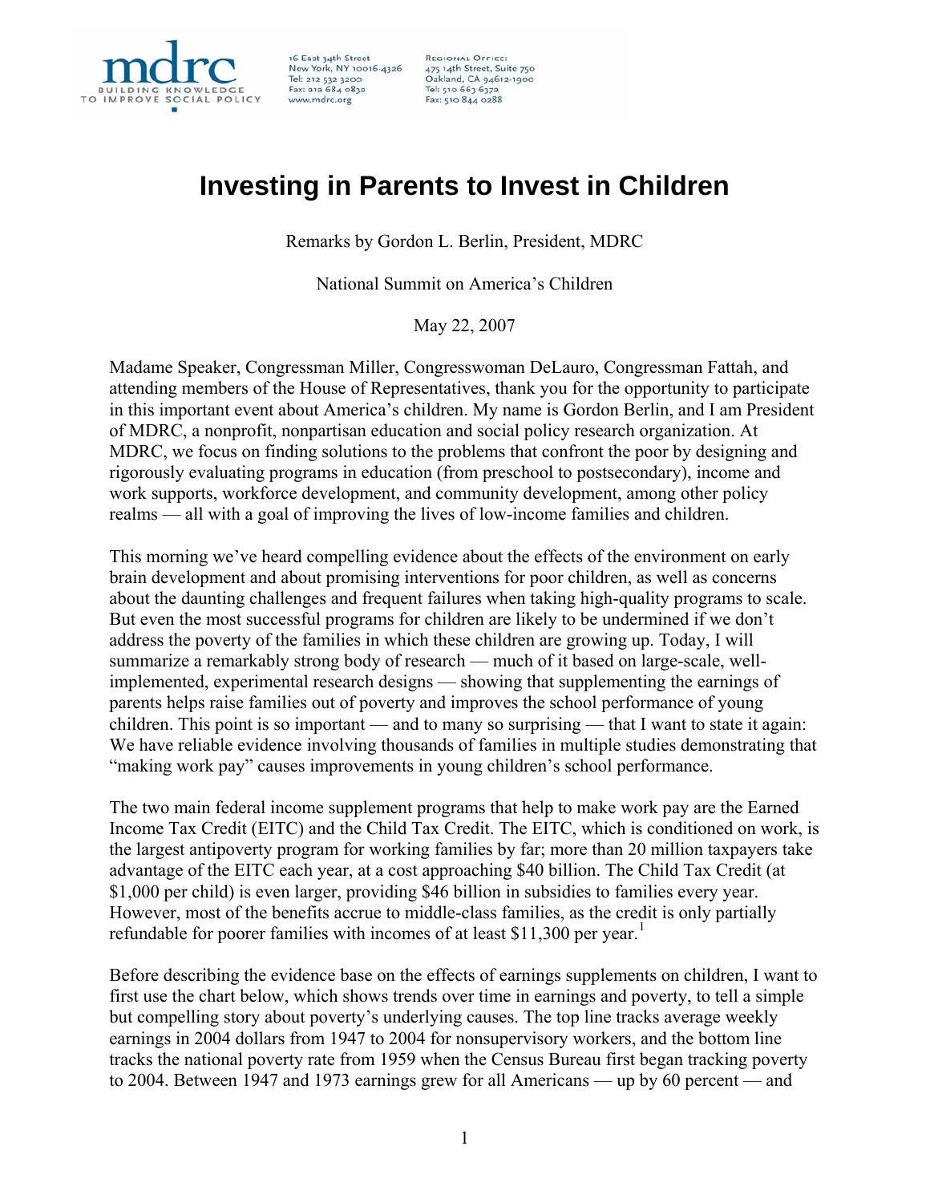mdrc
BUILDING KNOWLEDGE TO IMPROVE SOCIAL POLICY

16 East 34th Street
New York, NY 10016-4326
Tel: 212 532 3200
Fax: 212 684 0832
www.mdrc.org

Regional Office:
475 14th Street, Suite 750
Oakland, CA 94612-1900
Tel: 510 663 6372
Fax: 510 844 0288

# Investing in Parents to Invest in Children

Remarks by Gordon L. Berlin, President, MDRC

National Summit on America's Children

May 22, 2007

Madame Speaker, Congressman Miller, Congresswoman DeLauro, Congressman Fattah, and attending members of the House of Representatives, thank you for the opportunity to participate in this important event about America's children. My name is Gordon Berlin, and I am President of MDRC, a nonprofit, nonpartisan education and social policy research organization. At MDRC, we focus on finding solutions to the problems that confront the poor by designing and rigorously evaluating programs in education (from preschool to postsecondary), income and work supports, workforce development, and community development, among other policy realms — all with a goal of improving the lives of low-income families and children.

This morning we've heard compelling evidence about the effects of the environment on early brain development and about promising interventions for poor children, as well as concerns about the daunting challenges and frequent failures when taking high-quality programs to scale. But even the most successful programs for children are likely to be undermined if we don't address the poverty of the families in which these children are growing up. Today, I will summarize a remarkably strong body of research — much of it based on large-scale, well-implemented, experimental research designs — showing that supplementing the earnings of parents helps raise families out of poverty and improves the school performance of young children. This point is so important — and to many so surprising — that I want to state it again: We have reliable evidence involving thousands of families in multiple studies demonstrating that "making work pay" causes improvements in young children's school performance.

The two main federal income supplement programs that help to make work pay are the Earned Income Tax Credit (EITC) and the Child Tax Credit. The EITC, which is conditioned on work, is the largest antipoverty program for working families by far; more than 20 million taxpayers take advantage of the EITC each year, at a cost approaching $40 billion. The Child Tax Credit (at $1,000 per child) is even larger, providing $46 billion in subsidies to families every year. However, most of the benefits accrue to middle-class families, as the credit is only partially refundable for poorer families with incomes of at least $11,300 per year.[1]

Before describing the evidence base on the effects of earnings supplements on children, I want to first use the chart below, which shows trends over time in earnings and poverty, to tell a simple but compelling story about poverty's underlying causes. The top line tracks average weekly earnings in 2004 dollars from 1947 to 2004 for nonsupervisory workers, and the bottom line tracks the national poverty rate from 1959 when the Census Bureau first began tracking poverty to 2004. Between 1947 and 1973 earnings grew for all Americans — up by 60 percent — and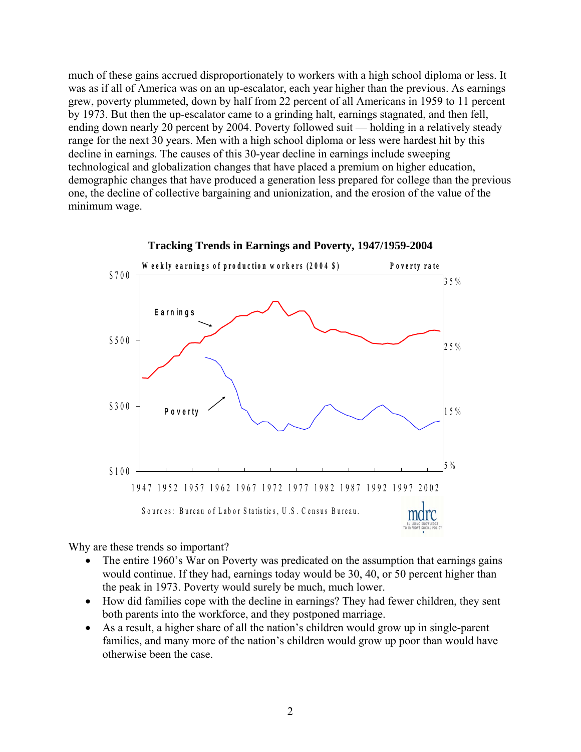much of these gains accrued disproportionately to workers with a high school diploma or less. It was as if all of America was on an up-escalator, each year higher than the previous. As earnings grew, poverty plummeted, down by half from 22 percent of all Americans in 1959 to 11 percent by 1973. But then the up-escalator came to a grinding halt, earnings stagnated, and then fell, ending down nearly 20 percent by 2004. Poverty followed suit — holding in a relatively steady range for the next 30 years. Men with a high school diploma or less were hardest hit by this decline in earnings. The causes of this 30-year decline in earnings include sweeping technological and globalization changes that have placed a premium on higher education, demographic changes that have produced a generation less prepared for college than the previous one, the decline of collective bargaining and unionization, and the erosion of the value of the minimum wage.

**Tracking Trends in Earnings and Poverty, 1947/1959-2004**

Weekly earnings of production workers (2004 $) — Poverty rate

Earnings — Poverty

$100 — $300 — $500 — $700 | 5% — 15% — 25% — 35%

1947 1952 1957 1962 1967 1972 1977 1982 1987 1992 1997 2002

Sources: Bureau of Labor Statistics, U.S. Census Bureau.

mdrc — BUILDING KNOWLEDGE TO IMPROVE SOCIAL POLICY

Why are these trends so important?

- The entire 1960's War on Poverty was predicated on the assumption that earnings gains would continue. If they had, earnings today would be 30, 40, or 50 percent higher than the peak in 1973. Poverty would surely be much, much lower.
- How did families cope with the decline in earnings? They had fewer children, they sent both parents into the workforce, and they postponed marriage.
- As a result, a higher share of all the nation's children would grow up in single-parent families, and many more of the nation's children would grow up poor than would have otherwise been the case.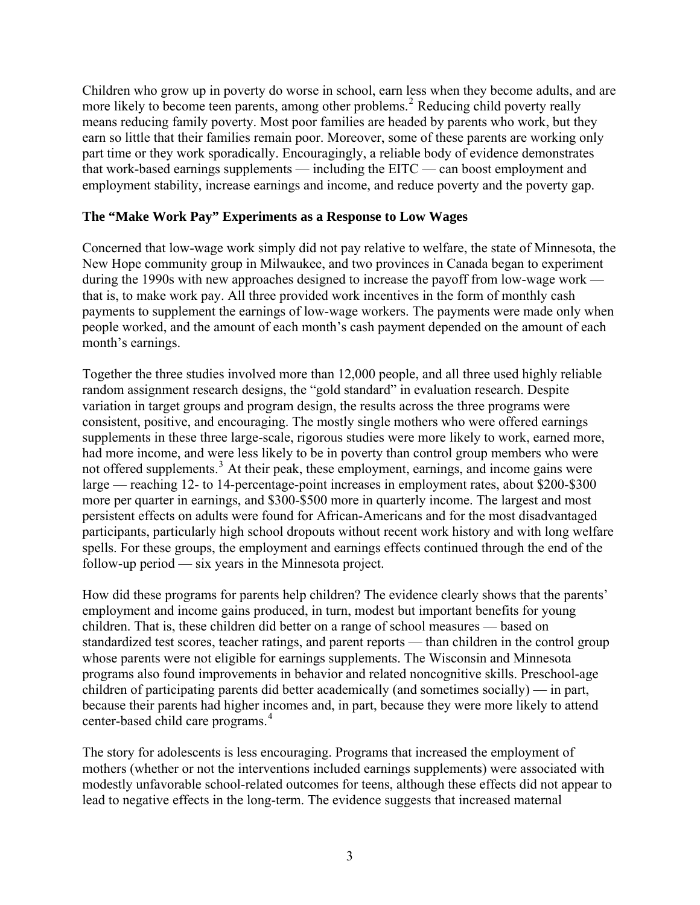Children who grow up in poverty do worse in school, earn less when they become adults, and are more likely to become teen parents, among other problems.[2] Reducing child poverty really means reducing family poverty. Most poor families are headed by parents who work, but they earn so little that their families remain poor. Moreover, some of these parents are working only part time or they work sporadically. Encouragingly, a reliable body of evidence demonstrates that work-based earnings supplements — including the EITC — can boost employment and employment stability, increase earnings and income, and reduce poverty and the poverty gap.

**The "Make Work Pay" Experiments as a Response to Low Wages**

Concerned that low-wage work simply did not pay relative to welfare, the state of Minnesota, the New Hope community group in Milwaukee, and two provinces in Canada began to experiment during the 1990s with new approaches designed to increase the payoff from low-wage work — that is, to make work pay. All three provided work incentives in the form of monthly cash payments to supplement the earnings of low-wage workers. The payments were made only when people worked, and the amount of each month's cash payment depended on the amount of each month's earnings.

Together the three studies involved more than 12,000 people, and all three used highly reliable random assignment research designs, the "gold standard" in evaluation research. Despite variation in target groups and program design, the results across the three programs were consistent, positive, and encouraging. The mostly single mothers who were offered earnings supplements in these three large-scale, rigorous studies were more likely to work, earned more, had more income, and were less likely to be in poverty than control group members who were not offered supplements.[3] At their peak, these employment, earnings, and income gains were large — reaching 12- to 14-percentage-point increases in employment rates, about $200-$300 more per quarter in earnings, and $300-$500 more in quarterly income. The largest and most persistent effects on adults were found for African-Americans and for the most disadvantaged participants, particularly high school dropouts without recent work history and with long welfare spells. For these groups, the employment and earnings effects continued through the end of the follow-up period — six years in the Minnesota project.

How did these programs for parents help children? The evidence clearly shows that the parents' employment and income gains produced, in turn, modest but important benefits for young children. That is, these children did better on a range of school measures — based on standardized test scores, teacher ratings, and parent reports — than children in the control group whose parents were not eligible for earnings supplements. The Wisconsin and Minnesota programs also found improvements in behavior and related noncognitive skills. Preschool-age children of participating parents did better academically (and sometimes socially) — in part, because their parents had higher incomes and, in part, because they were more likely to attend center-based child care programs.[4]

The story for adolescents is less encouraging. Programs that increased the employment of mothers (whether or not the interventions included earnings supplements) were associated with modestly unfavorable school-related outcomes for teens, although these effects did not appear to lead to negative effects in the long-term. The evidence suggests that increased maternal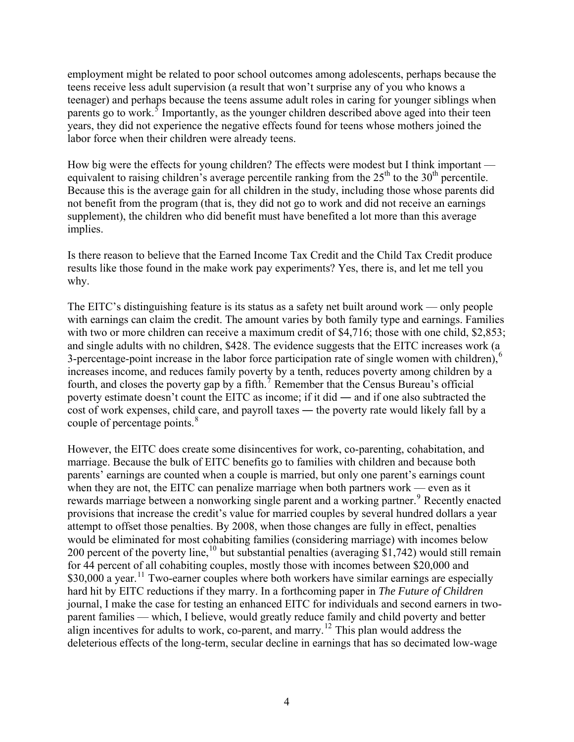employment might be related to poor school outcomes among adolescents, perhaps because the teens receive less adult supervision (a result that won't surprise any of you who knows a teenager) and perhaps because the teens assume adult roles in caring for younger siblings when parents go to work.[5] Importantly, as the younger children described above aged into their teen years, they did not experience the negative effects found for teens whose mothers joined the labor force when their children were already teens.

How big were the effects for young children? The effects were modest but I think important — equivalent to raising children's average percentile ranking from the 25th to the 30th percentile. Because this is the average gain for all children in the study, including those whose parents did not benefit from the program (that is, they did not go to work and did not receive an earnings supplement), the children who did benefit must have benefited a lot more than this average implies.

Is there reason to believe that the Earned Income Tax Credit and the Child Tax Credit produce results like those found in the make work pay experiments? Yes, there is, and let me tell you why.

The EITC's distinguishing feature is its status as a safety net built around work — only people with earnings can claim the credit. The amount varies by both family type and earnings. Families with two or more children can receive a maximum credit of $4,716; those with one child, $2,853; and single adults with no children, $428. The evidence suggests that the EITC increases work (a 3-percentage-point increase in the labor force participation rate of single women with children),[6] increases income, and reduces family poverty by a tenth, reduces poverty among children by a fourth, and closes the poverty gap by a fifth.[7] Remember that the Census Bureau's official poverty estimate doesn't count the EITC as income; if it did ― and if one also subtracted the cost of work expenses, child care, and payroll taxes ― the poverty rate would likely fall by a couple of percentage points.[8]

However, the EITC does create some disincentives for work, co-parenting, cohabitation, and marriage. Because the bulk of EITC benefits go to families with children and because both parents' earnings are counted when a couple is married, but only one parent's earnings count when they are not, the EITC can penalize marriage when both partners work — even as it rewards marriage between a nonworking single parent and a working partner.[9] Recently enacted provisions that increase the credit's value for married couples by several hundred dollars a year attempt to offset those penalties. By 2008, when those changes are fully in effect, penalties would be eliminated for most cohabiting families (considering marriage) with incomes below 200 percent of the poverty line,[10] but substantial penalties (averaging $1,742) would still remain for 44 percent of all cohabiting couples, mostly those with incomes between $20,000 and $30,000 a year.[11] Two-earner couples where both workers have similar earnings are especially hard hit by EITC reductions if they marry. In a forthcoming paper in *The Future of Children* journal, I make the case for testing an enhanced EITC for individuals and second earners in two-parent families — which, I believe, would greatly reduce family and child poverty and better align incentives for adults to work, co-parent, and marry.[12] This plan would address the deleterious effects of the long-term, secular decline in earnings that has so decimated low-wage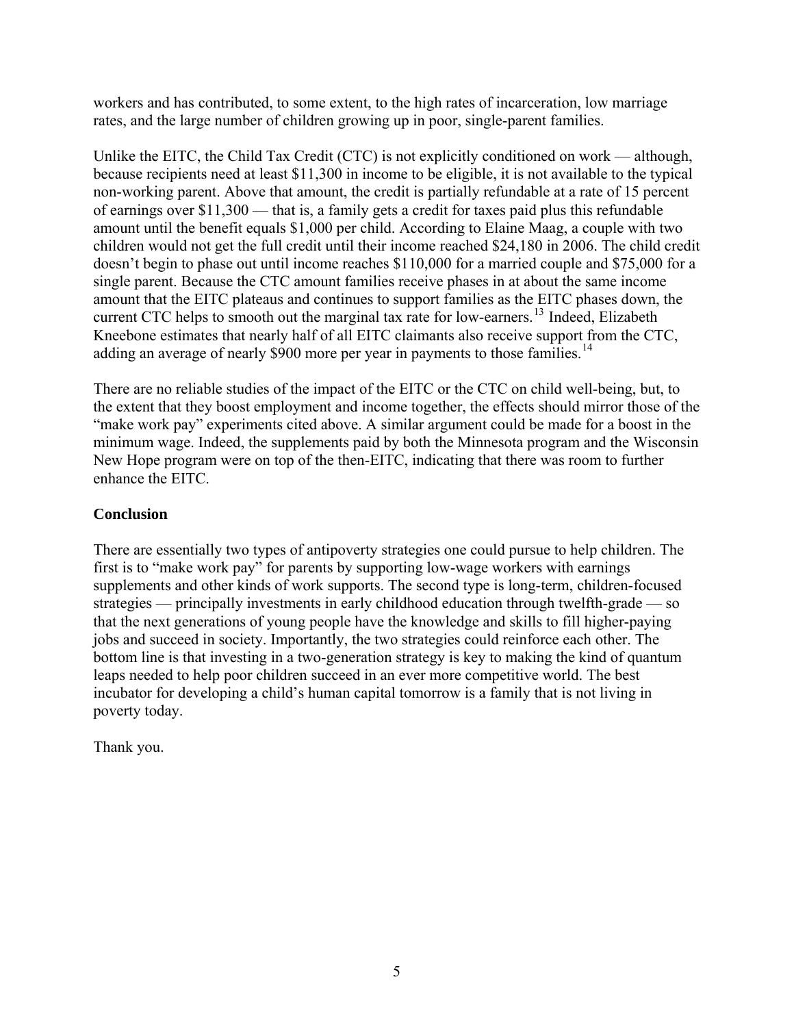workers and has contributed, to some extent, to the high rates of incarceration, low marriage rates, and the large number of children growing up in poor, single-parent families.

Unlike the EITC, the Child Tax Credit (CTC) is not explicitly conditioned on work — although, because recipients need at least $11,300 in income to be eligible, it is not available to the typical non-working parent. Above that amount, the credit is partially refundable at a rate of 15 percent of earnings over $11,300 — that is, a family gets a credit for taxes paid plus this refundable amount until the benefit equals $1,000 per child. According to Elaine Maag, a couple with two children would not get the full credit until their income reached $24,180 in 2006. The child credit doesn't begin to phase out until income reaches $110,000 for a married couple and $75,000 for a single parent. Because the CTC amount families receive phases in at about the same income amount that the EITC plateaus and continues to support families as the EITC phases down, the current CTC helps to smooth out the marginal tax rate for low-earners.[13] Indeed, Elizabeth Kneebone estimates that nearly half of all EITC claimants also receive support from the CTC, adding an average of nearly $900 more per year in payments to those families.[14]

There are no reliable studies of the impact of the EITC or the CTC on child well-being, but, to the extent that they boost employment and income together, the effects should mirror those of the "make work pay" experiments cited above. A similar argument could be made for a boost in the minimum wage. Indeed, the supplements paid by both the Minnesota program and the Wisconsin New Hope program were on top of the then-EITC, indicating that there was room to further enhance the EITC.

**Conclusion**

There are essentially two types of antipoverty strategies one could pursue to help children. The first is to "make work pay" for parents by supporting low-wage workers with earnings supplements and other kinds of work supports. The second type is long-term, children-focused strategies — principally investments in early childhood education through twelfth-grade — so that the next generations of young people have the knowledge and skills to fill higher-paying jobs and succeed in society. Importantly, the two strategies could reinforce each other. The bottom line is that investing in a two-generation strategy is key to making the kind of quantum leaps needed to help poor children succeed in an ever more competitive world. The best incubator for developing a child's human capital tomorrow is a family that is not living in poverty today.

Thank you.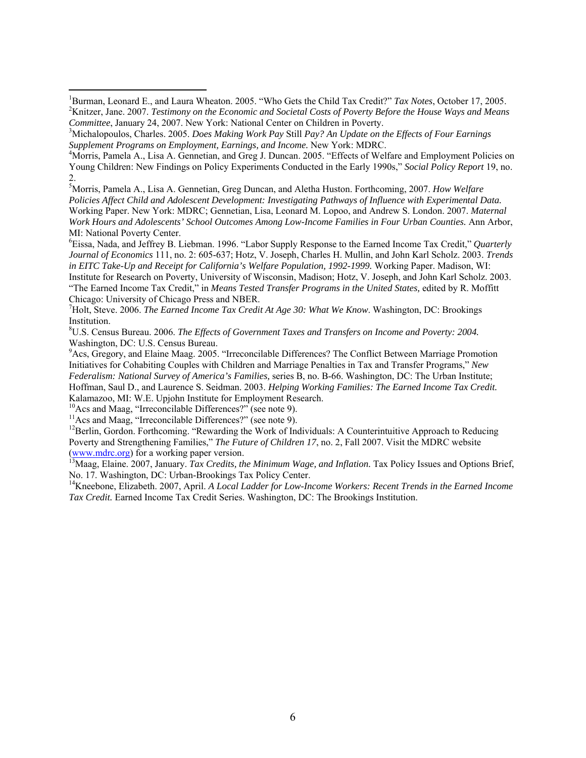[1]Burman, Leonard E., and Laura Wheaton. 2005. "Who Gets the Child Tax Credit?" *Tax Notes*, October 17, 2005.

[2]Knitzer, Jane. 2007. *Testimony on the Economic and Societal Costs of Poverty Before the House Ways and Means Committee*, January 24, 2007. New York: National Center on Children in Poverty.

[3]Michalopoulos, Charles. 2005. *Does Making Work Pay* Still *Pay? An Update on the Effects of Four Earnings Supplement Programs on Employment, Earnings, and Income.* New York: MDRC.

[4]Morris, Pamela A., Lisa A. Gennetian, and Greg J. Duncan. 2005. "Effects of Welfare and Employment Policies on Young Children: New Findings on Policy Experiments Conducted in the Early 1990s," *Social Policy Report* 19, no. 2.

[5]Morris, Pamela A., Lisa A. Gennetian, Greg Duncan, and Aletha Huston. Forthcoming, 2007. *How Welfare Policies Affect Child and Adolescent Development: Investigating Pathways of Influence with Experimental Data.* Working Paper. New York: MDRC; Gennetian, Lisa, Leonard M. Lopoo, and Andrew S. London. 2007. *Maternal Work Hours and Adolescents' School Outcomes Among Low-Income Families in Four Urban Counties.* Ann Arbor, MI: National Poverty Center.

[6]Eissa, Nada, and Jeffrey B. Liebman. 1996. "Labor Supply Response to the Earned Income Tax Credit," *Quarterly Journal of Economics* 111, no. 2: 605-637; Hotz, V. Joseph, Charles H. Mullin, and John Karl Scholz. 2003. *Trends in EITC Take-Up and Receipt for California's Welfare Population, 1992-1999.* Working Paper. Madison, WI: Institute for Research on Poverty, University of Wisconsin, Madison; Hotz, V. Joseph, and John Karl Scholz. 2003. "The Earned Income Tax Credit," in *Means Tested Transfer Programs in the United States,* edited by R. Moffitt Chicago: University of Chicago Press and NBER.

[7]Holt, Steve. 2006. *The Earned Income Tax Credit At Age 30: What We Know*. Washington, DC: Brookings Institution.

[8]U.S. Census Bureau. 2006. *The Effects of Government Taxes and Transfers on Income and Poverty: 2004.* Washington, DC: U.S. Census Bureau.

[9]Acs, Gregory, and Elaine Maag. 2005. "Irreconcilable Differences? The Conflict Between Marriage Promotion Initiatives for Cohabiting Couples with Children and Marriage Penalties in Tax and Transfer Programs," *New Federalism: National Survey of America's Families,* series B, no. B-66. Washington, DC: The Urban Institute; Hoffman, Saul D., and Laurence S. Seidman. 2003. *Helping Working Families: The Earned Income Tax Credit.* Kalamazoo, MI: W.E. Upjohn Institute for Employment Research.

[10]Acs and Maag, "Irreconcilable Differences?" (see note 9).

[11]Acs and Maag, "Irreconcilable Differences?" (see note 9).

[12]Berlin, Gordon. Forthcoming. "Rewarding the Work of Individuals: A Counterintuitive Approach to Reducing Poverty and Strengthening Families," *The Future of Children 17*, no. 2, Fall 2007. Visit the MDRC website (www.mdrc.org) for a working paper version.

[13]Maag, Elaine. 2007, January. *Tax Credits, the Minimum Wage, and Inflation.* Tax Policy Issues and Options Brief, No. 17. Washington, DC: Urban-Brookings Tax Policy Center.

[14]Kneebone, Elizabeth. 2007, April. *A Local Ladder for Low-Income Workers: Recent Trends in the Earned Income Tax Credit.* Earned Income Tax Credit Series. Washington, DC: The Brookings Institution.